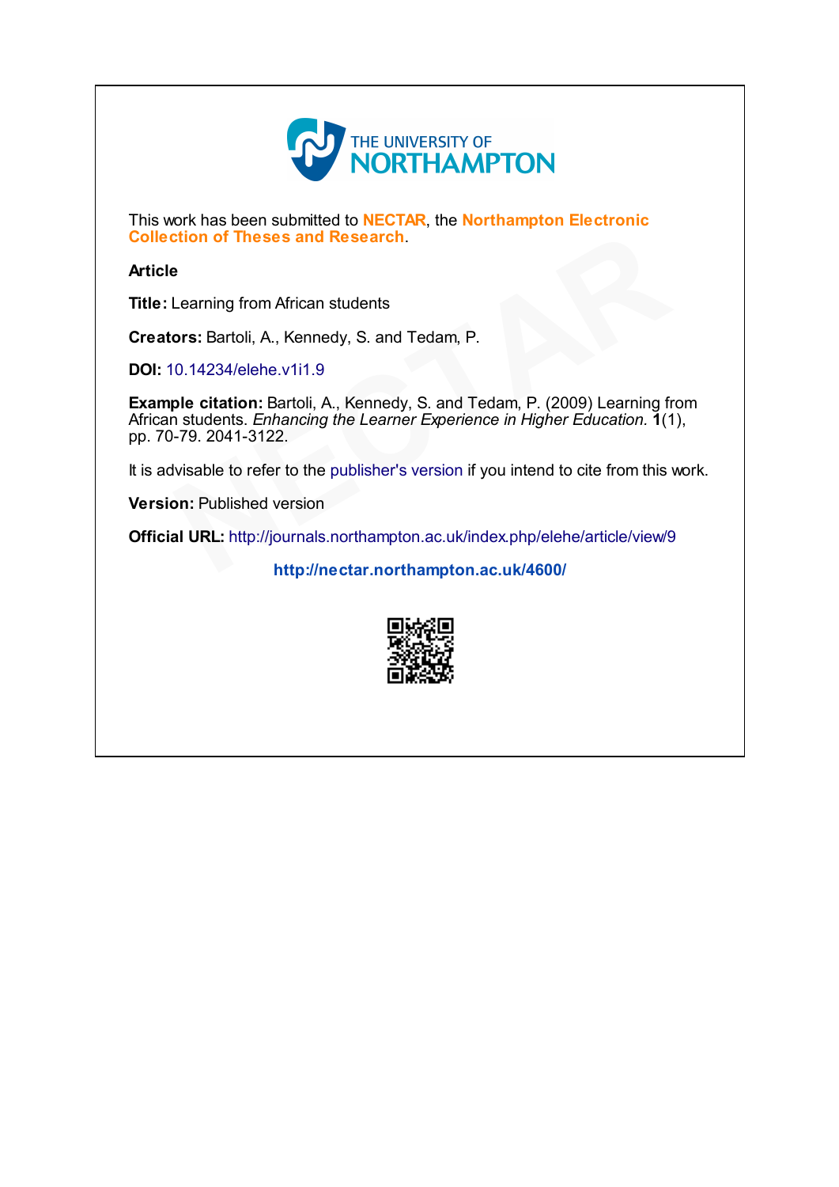THE UNIVERSITY OF NORTHAMPTON

This work has been submitted to **NECTAR**, the **Northampton Electronic Collection of Theses and Research**.

**Article**

**Title:** Learning from African students

**Creators:** Bartoli, A., Kennedy, S. and Tedam, P.

**DOI:** 10.14234/elehe.v1i1.9

**Example citation:** Bartoli, A., Kennedy, S. and Tedam, P. (2009) Learning from African students. *Enhancing the Learner Experience in Higher Education.* **1**(1), pp. 70-79. 2041-3122.

It is advisable to refer to the publisher's version if you intend to cite from this work.

**Version:** Published version

**Official URL:** http://journals.northampton.ac.uk/index.php/elehe/article/view/9

**http://nectar.northampton.ac.uk/4600/**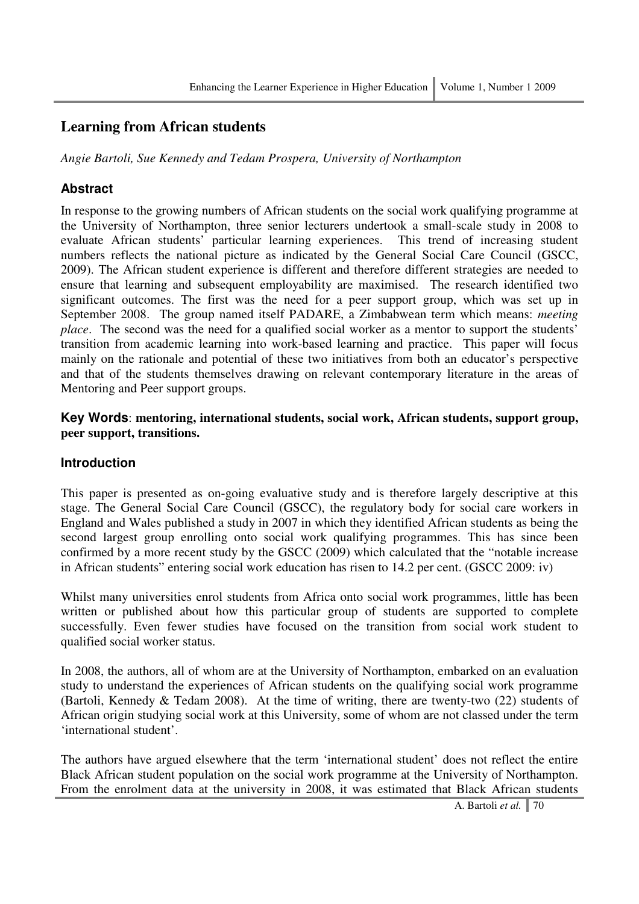# Learning from African students

*Angie Bartoli, Sue Kennedy and Tedam Prospera, University of Northampton*

## Abstract

In response to the growing numbers of African students on the social work qualifying programme at the University of Northampton, three senior lecturers undertook a small-scale study in 2008 to evaluate African students' particular learning experiences. This trend of increasing student numbers reflects the national picture as indicated by the General Social Care Council (GSCC, 2009). The African student experience is different and therefore different strategies are needed to ensure that learning and subsequent employability are maximised. The research identified two significant outcomes. The first was the need for a peer support group, which was set up in September 2008. The group named itself PADARE, a Zimbabwean term which means: *meeting place*. The second was the need for a qualified social worker as a mentor to support the students' transition from academic learning into work-based learning and practice. This paper will focus mainly on the rationale and potential of these two initiatives from both an educator's perspective and that of the students themselves drawing on relevant contemporary literature in the areas of Mentoring and Peer support groups.

**Key Words**: **mentoring, international students, social work, African students, support group, peer support, transitions.**

## Introduction

This paper is presented as on-going evaluative study and is therefore largely descriptive at this stage. The General Social Care Council (GSCC), the regulatory body for social care workers in England and Wales published a study in 2007 in which they identified African students as being the second largest group enrolling onto social work qualifying programmes. This has since been confirmed by a more recent study by the GSCC (2009) which calculated that the "notable increase in African students" entering social work education has risen to 14.2 per cent. (GSCC 2009: iv)

Whilst many universities enrol students from Africa onto social work programmes, little has been written or published about how this particular group of students are supported to complete successfully. Even fewer studies have focused on the transition from social work student to qualified social worker status.

In 2008, the authors, all of whom are at the University of Northampton, embarked on an evaluation study to understand the experiences of African students on the qualifying social work programme (Bartoli, Kennedy & Tedam 2008). At the time of writing, there are twenty-two (22) students of African origin studying social work at this University, some of whom are not classed under the term 'international student'.

The authors have argued elsewhere that the term 'international student' does not reflect the entire Black African student population on the social work programme at the University of Northampton. From the enrolment data at the university in 2008, it was estimated that Black African students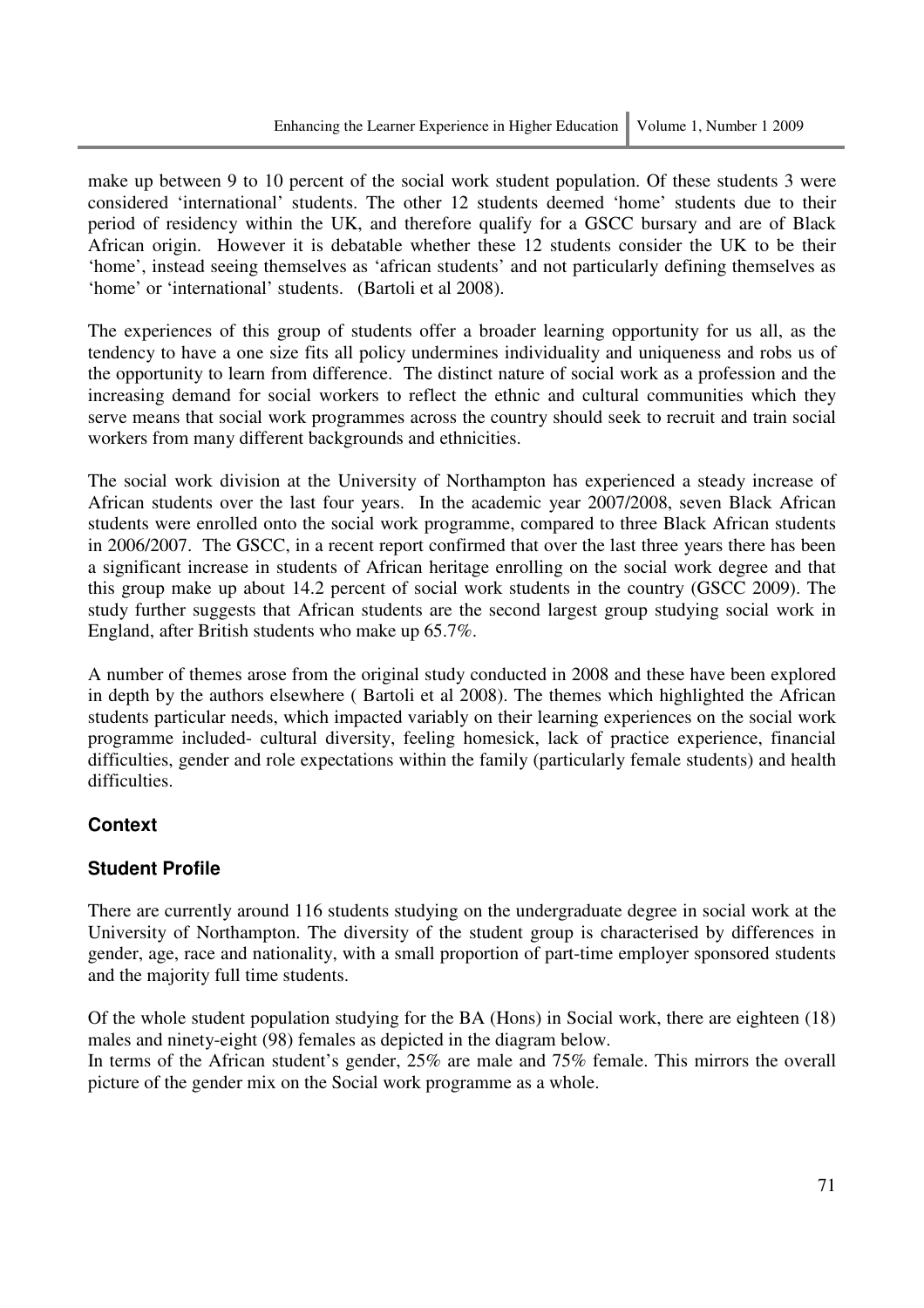make up between 9 to 10 percent of the social work student population. Of these students 3 were considered 'international' students. The other 12 students deemed 'home' students due to their period of residency within the UK, and therefore qualify for a GSCC bursary and are of Black African origin. However it is debatable whether these 12 students consider the UK to be their 'home', instead seeing themselves as 'african students' and not particularly defining themselves as 'home' or 'international' students. (Bartoli et al 2008).

The experiences of this group of students offer a broader learning opportunity for us all, as the tendency to have a one size fits all policy undermines individuality and uniqueness and robs us of the opportunity to learn from difference. The distinct nature of social work as a profession and the increasing demand for social workers to reflect the ethnic and cultural communities which they serve means that social work programmes across the country should seek to recruit and train social workers from many different backgrounds and ethnicities.

The social work division at the University of Northampton has experienced a steady increase of African students over the last four years. In the academic year 2007/2008, seven Black African students were enrolled onto the social work programme, compared to three Black African students in 2006/2007. The GSCC, in a recent report confirmed that over the last three years there has been a significant increase in students of African heritage enrolling on the social work degree and that this group make up about 14.2 percent of social work students in the country (GSCC 2009). The study further suggests that African students are the second largest group studying social work in England, after British students who make up 65.7%.

A number of themes arose from the original study conducted in 2008 and these have been explored in depth by the authors elsewhere ( Bartoli et al 2008). The themes which highlighted the African students particular needs, which impacted variably on their learning experiences on the social work programme included- cultural diversity, feeling homesick, lack of practice experience, financial difficulties, gender and role expectations within the family (particularly female students) and health difficulties.

## Context

### Student Profile

There are currently around 116 students studying on the undergraduate degree in social work at the University of Northampton. The diversity of the student group is characterised by differences in gender, age, race and nationality, with a small proportion of part-time employer sponsored students and the majority full time students.

Of the whole student population studying for the BA (Hons) in Social work, there are eighteen (18) males and ninety-eight (98) females as depicted in the diagram below.
In terms of the African student's gender, 25% are male and 75% female. This mirrors the overall picture of the gender mix on the Social work programme as a whole.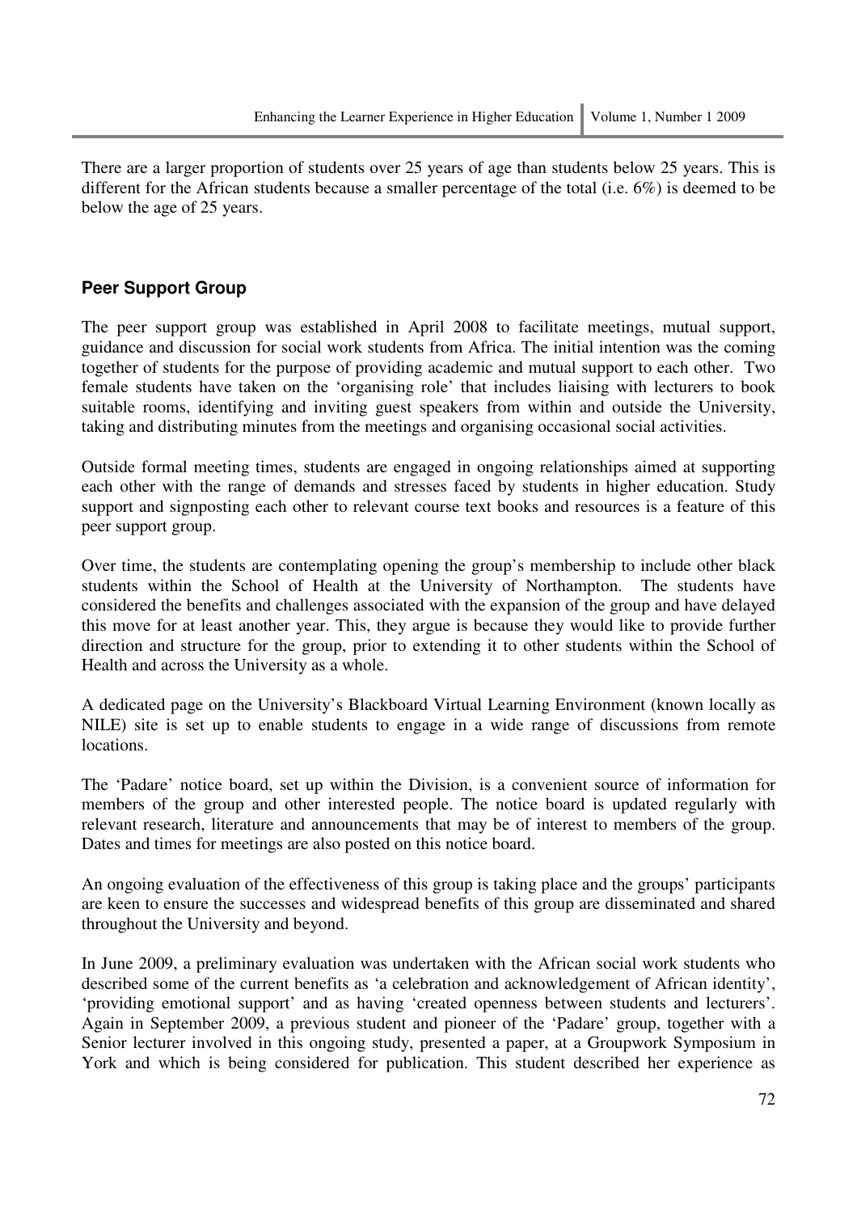There are a larger proportion of students over 25 years of age than students below 25 years. This is different for the African students because a smaller percentage of the total (i.e. 6%) is deemed to be below the age of 25 years.

## Peer Support Group

The peer support group was established in April 2008 to facilitate meetings, mutual support, guidance and discussion for social work students from Africa. The initial intention was the coming together of students for the purpose of providing academic and mutual support to each other. Two female students have taken on the 'organising role' that includes liaising with lecturers to book suitable rooms, identifying and inviting guest speakers from within and outside the University, taking and distributing minutes from the meetings and organising occasional social activities.

Outside formal meeting times, students are engaged in ongoing relationships aimed at supporting each other with the range of demands and stresses faced by students in higher education. Study support and signposting each other to relevant course text books and resources is a feature of this peer support group.

Over time, the students are contemplating opening the group's membership to include other black students within the School of Health at the University of Northampton. The students have considered the benefits and challenges associated with the expansion of the group and have delayed this move for at least another year. This, they argue is because they would like to provide further direction and structure for the group, prior to extending it to other students within the School of Health and across the University as a whole.

A dedicated page on the University's Blackboard Virtual Learning Environment (known locally as NILE) site is set up to enable students to engage in a wide range of discussions from remote locations.

The 'Padare' notice board, set up within the Division, is a convenient source of information for members of the group and other interested people. The notice board is updated regularly with relevant research, literature and announcements that may be of interest to members of the group. Dates and times for meetings are also posted on this notice board.

An ongoing evaluation of the effectiveness of this group is taking place and the groups' participants are keen to ensure the successes and widespread benefits of this group are disseminated and shared throughout the University and beyond.

In June 2009, a preliminary evaluation was undertaken with the African social work students who described some of the current benefits as 'a celebration and acknowledgement of African identity', 'providing emotional support' and as having 'created openness between students and lecturers'. Again in September 2009, a previous student and pioneer of the 'Padare' group, together with a Senior lecturer involved in this ongoing study, presented a paper, at a Groupwork Symposium in York and which is being considered for publication. This student described her experience as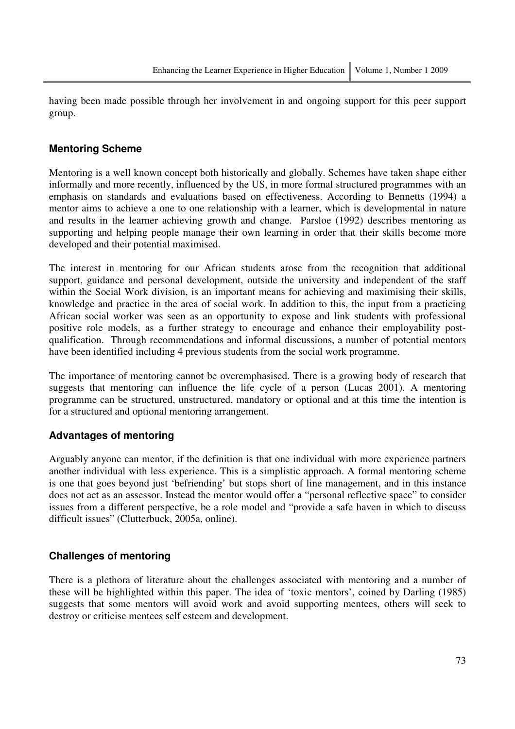having been made possible through her involvement in and ongoing support for this peer support group.

### Mentoring Scheme

Mentoring is a well known concept both historically and globally. Schemes have taken shape either informally and more recently, influenced by the US, in more formal structured programmes with an emphasis on standards and evaluations based on effectiveness. According to Bennetts (1994) a mentor aims to achieve a one to one relationship with a learner, which is developmental in nature and results in the learner achieving growth and change. Parsloe (1992) describes mentoring as supporting and helping people manage their own learning in order that their skills become more developed and their potential maximised.

The interest in mentoring for our African students arose from the recognition that additional support, guidance and personal development, outside the university and independent of the staff within the Social Work division, is an important means for achieving and maximising their skills, knowledge and practice in the area of social work. In addition to this, the input from a practicing African social worker was seen as an opportunity to expose and link students with professional positive role models, as a further strategy to encourage and enhance their employability post-qualification. Through recommendations and informal discussions, a number of potential mentors have been identified including 4 previous students from the social work programme.

The importance of mentoring cannot be overemphasised. There is a growing body of research that suggests that mentoring can influence the life cycle of a person (Lucas 2001). A mentoring programme can be structured, unstructured, mandatory or optional and at this time the intention is for a structured and optional mentoring arrangement.

### Advantages of mentoring

Arguably anyone can mentor, if the definition is that one individual with more experience partners another individual with less experience. This is a simplistic approach. A formal mentoring scheme is one that goes beyond just 'befriending' but stops short of line management, and in this instance does not act as an assessor. Instead the mentor would offer a "personal reflective space" to consider issues from a different perspective, be a role model and "provide a safe haven in which to discuss difficult issues" (Clutterbuck, 2005a, online).

### Challenges of mentoring

There is a plethora of literature about the challenges associated with mentoring and a number of these will be highlighted within this paper. The idea of 'toxic mentors', coined by Darling (1985) suggests that some mentors will avoid work and avoid supporting mentees, others will seek to destroy or criticise mentees self esteem and development.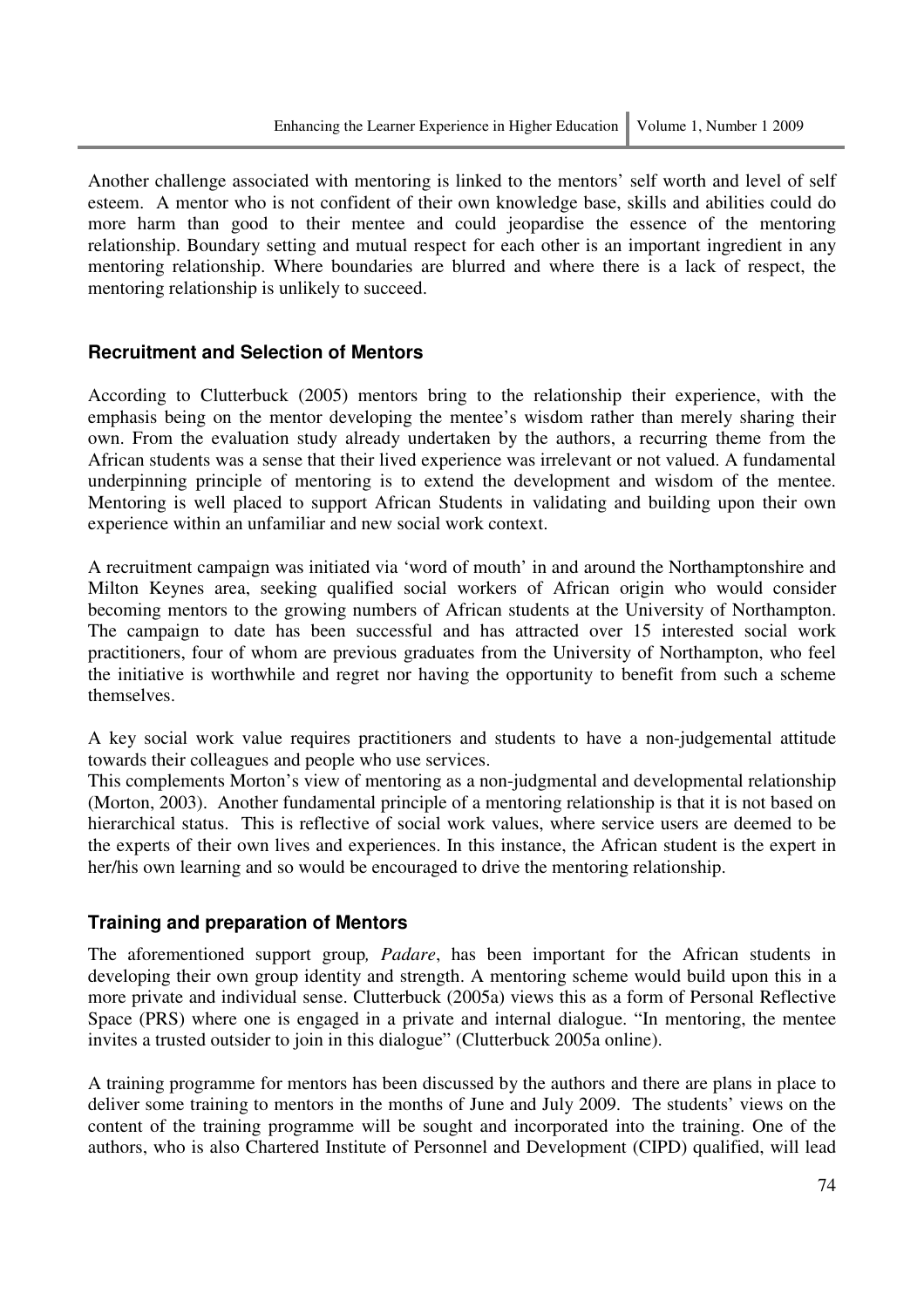Another challenge associated with mentoring is linked to the mentors' self worth and level of self esteem. A mentor who is not confident of their own knowledge base, skills and abilities could do more harm than good to their mentee and could jeopardise the essence of the mentoring relationship. Boundary setting and mutual respect for each other is an important ingredient in any mentoring relationship. Where boundaries are blurred and where there is a lack of respect, the mentoring relationship is unlikely to succeed.

### Recruitment and Selection of Mentors

According to Clutterbuck (2005) mentors bring to the relationship their experience, with the emphasis being on the mentor developing the mentee's wisdom rather than merely sharing their own. From the evaluation study already undertaken by the authors, a recurring theme from the African students was a sense that their lived experience was irrelevant or not valued. A fundamental underpinning principle of mentoring is to extend the development and wisdom of the mentee. Mentoring is well placed to support African Students in validating and building upon their own experience within an unfamiliar and new social work context.

A recruitment campaign was initiated via 'word of mouth' in and around the Northamptonshire and Milton Keynes area, seeking qualified social workers of African origin who would consider becoming mentors to the growing numbers of African students at the University of Northampton. The campaign to date has been successful and has attracted over 15 interested social work practitioners, four of whom are previous graduates from the University of Northampton, who feel the initiative is worthwhile and regret nor having the opportunity to benefit from such a scheme themselves.

A key social work value requires practitioners and students to have a non-judgemental attitude towards their colleagues and people who use services.
This complements Morton's view of mentoring as a non-judgmental and developmental relationship (Morton, 2003). Another fundamental principle of a mentoring relationship is that it is not based on hierarchical status. This is reflective of social work values, where service users are deemed to be the experts of their own lives and experiences. In this instance, the African student is the expert in her/his own learning and so would be encouraged to drive the mentoring relationship.

### Training and preparation of Mentors

The aforementioned support group*, Padare*, has been important for the African students in developing their own group identity and strength. A mentoring scheme would build upon this in a more private and individual sense. Clutterbuck (2005a) views this as a form of Personal Reflective Space (PRS) where one is engaged in a private and internal dialogue. "In mentoring, the mentee invites a trusted outsider to join in this dialogue" (Clutterbuck 2005a online).

A training programme for mentors has been discussed by the authors and there are plans in place to deliver some training to mentors in the months of June and July 2009. The students' views on the content of the training programme will be sought and incorporated into the training. One of the authors, who is also Chartered Institute of Personnel and Development (CIPD) qualified, will lead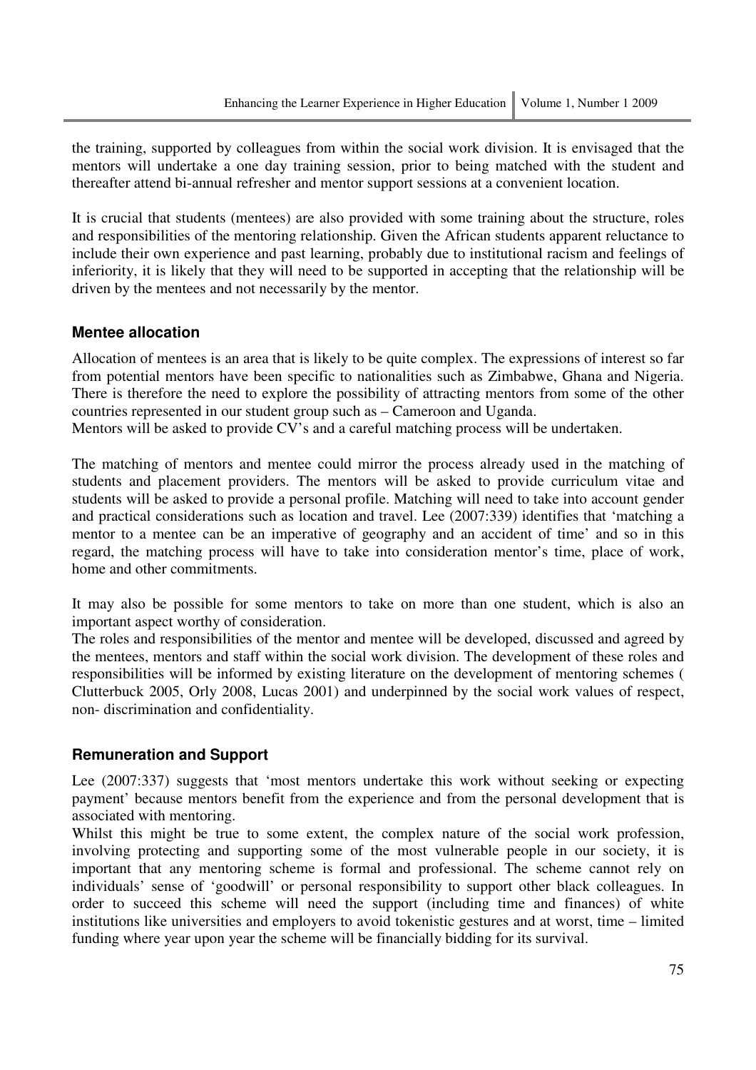the training, supported by colleagues from within the social work division. It is envisaged that the mentors will undertake a one day training session, prior to being matched with the student and thereafter attend bi-annual refresher and mentor support sessions at a convenient location.

It is crucial that students (mentees) are also provided with some training about the structure, roles and responsibilities of the mentoring relationship. Given the African students apparent reluctance to include their own experience and past learning, probably due to institutional racism and feelings of inferiority, it is likely that they will need to be supported in accepting that the relationship will be driven by the mentees and not necessarily by the mentor.

### Mentee allocation

Allocation of mentees is an area that is likely to be quite complex. The expressions of interest so far from potential mentors have been specific to nationalities such as Zimbabwe, Ghana and Nigeria. There is therefore the need to explore the possibility of attracting mentors from some of the other countries represented in our student group such as – Cameroon and Uganda.
Mentors will be asked to provide CV's and a careful matching process will be undertaken.

The matching of mentors and mentee could mirror the process already used in the matching of students and placement providers. The mentors will be asked to provide curriculum vitae and students will be asked to provide a personal profile. Matching will need to take into account gender and practical considerations such as location and travel. Lee (2007:339) identifies that 'matching a mentor to a mentee can be an imperative of geography and an accident of time' and so in this regard, the matching process will have to take into consideration mentor's time, place of work, home and other commitments.

It may also be possible for some mentors to take on more than one student, which is also an important aspect worthy of consideration.
The roles and responsibilities of the mentor and mentee will be developed, discussed and agreed by the mentees, mentors and staff within the social work division. The development of these roles and responsibilities will be informed by existing literature on the development of mentoring schemes ( Clutterbuck 2005, Orly 2008, Lucas 2001) and underpinned by the social work values of respect, non- discrimination and confidentiality.

### Remuneration and Support

Lee (2007:337) suggests that 'most mentors undertake this work without seeking or expecting payment' because mentors benefit from the experience and from the personal development that is associated with mentoring.
Whilst this might be true to some extent, the complex nature of the social work profession, involving protecting and supporting some of the most vulnerable people in our society, it is important that any mentoring scheme is formal and professional. The scheme cannot rely on individuals' sense of 'goodwill' or personal responsibility to support other black colleagues. In order to succeed this scheme will need the support (including time and finances) of white institutions like universities and employers to avoid tokenistic gestures and at worst, time – limited funding where year upon year the scheme will be financially bidding for its survival.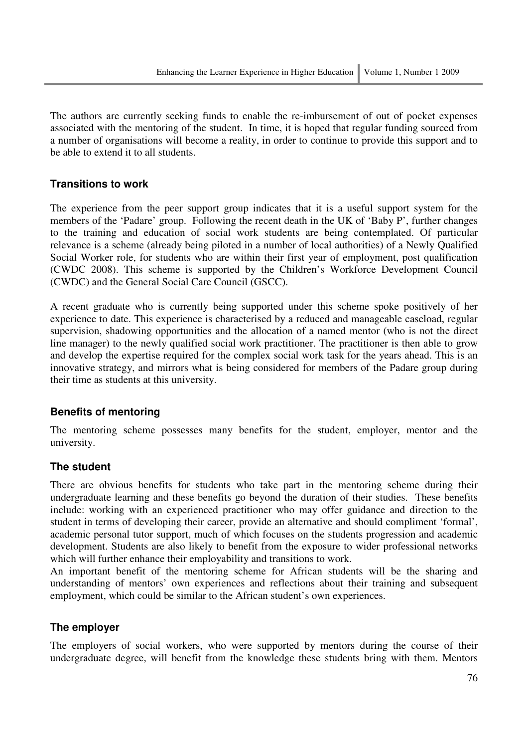The authors are currently seeking funds to enable the re-imbursement of out of pocket expenses associated with the mentoring of the student. In time, it is hoped that regular funding sourced from a number of organisations will become a reality, in order to continue to provide this support and to be able to extend it to all students.

### Transitions to work

The experience from the peer support group indicates that it is a useful support system for the members of the 'Padare' group. Following the recent death in the UK of 'Baby P', further changes to the training and education of social work students are being contemplated. Of particular relevance is a scheme (already being piloted in a number of local authorities) of a Newly Qualified Social Worker role, for students who are within their first year of employment, post qualification (CWDC 2008). This scheme is supported by the Children's Workforce Development Council (CWDC) and the General Social Care Council (GSCC).

A recent graduate who is currently being supported under this scheme spoke positively of her experience to date. This experience is characterised by a reduced and manageable caseload, regular supervision, shadowing opportunities and the allocation of a named mentor (who is not the direct line manager) to the newly qualified social work practitioner. The practitioner is then able to grow and develop the expertise required for the complex social work task for the years ahead. This is an innovative strategy, and mirrors what is being considered for members of the Padare group during their time as students at this university.

### Benefits of mentoring

The mentoring scheme possesses many benefits for the student, employer, mentor and the university.

### The student

There are obvious benefits for students who take part in the mentoring scheme during their undergraduate learning and these benefits go beyond the duration of their studies. These benefits include: working with an experienced practitioner who may offer guidance and direction to the student in terms of developing their career, provide an alternative and should compliment 'formal', academic personal tutor support, much of which focuses on the students progression and academic development. Students are also likely to benefit from the exposure to wider professional networks which will further enhance their employability and transitions to work.

An important benefit of the mentoring scheme for African students will be the sharing and understanding of mentors' own experiences and reflections about their training and subsequent employment, which could be similar to the African student's own experiences.

### The employer

The employers of social workers, who were supported by mentors during the course of their undergraduate degree, will benefit from the knowledge these students bring with them. Mentors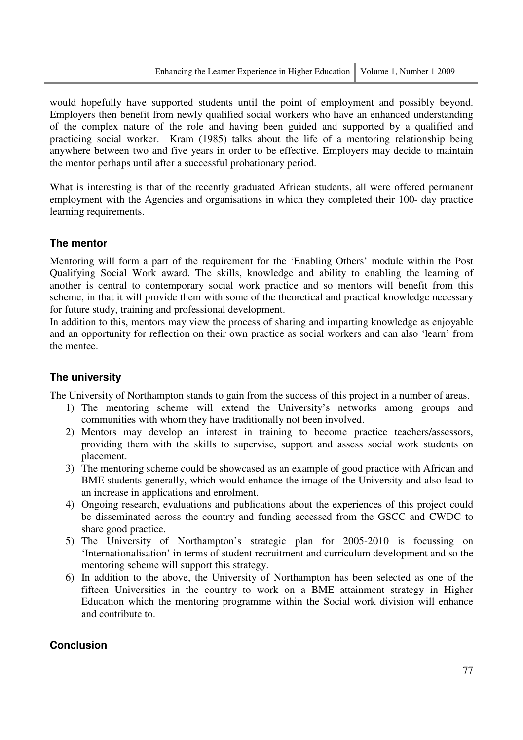would hopefully have supported students until the point of employment and possibly beyond. Employers then benefit from newly qualified social workers who have an enhanced understanding of the complex nature of the role and having been guided and supported by a qualified and practicing social worker. Kram (1985) talks about the life of a mentoring relationship being anywhere between two and five years in order to be effective. Employers may decide to maintain the mentor perhaps until after a successful probationary period.

What is interesting is that of the recently graduated African students, all were offered permanent employment with the Agencies and organisations in which they completed their 100- day practice learning requirements.

### The mentor

Mentoring will form a part of the requirement for the 'Enabling Others' module within the Post Qualifying Social Work award. The skills, knowledge and ability to enabling the learning of another is central to contemporary social work practice and so mentors will benefit from this scheme, in that it will provide them with some of the theoretical and practical knowledge necessary for future study, training and professional development.

In addition to this, mentors may view the process of sharing and imparting knowledge as enjoyable and an opportunity for reflection on their own practice as social workers and can also 'learn' from the mentee.

### The university

The University of Northampton stands to gain from the success of this project in a number of areas.

1) The mentoring scheme will extend the University's networks among groups and communities with whom they have traditionally not been involved.
2) Mentors may develop an interest in training to become practice teachers/assessors, providing them with the skills to supervise, support and assess social work students on placement.
3) The mentoring scheme could be showcased as an example of good practice with African and BME students generally, which would enhance the image of the University and also lead to an increase in applications and enrolment.
4) Ongoing research, evaluations and publications about the experiences of this project could be disseminated across the country and funding accessed from the GSCC and CWDC to share good practice.
5) The University of Northampton's strategic plan for 2005-2010 is focussing on 'Internationalisation' in terms of student recruitment and curriculum development and so the mentoring scheme will support this strategy.
6) In addition to the above, the University of Northampton has been selected as one of the fifteen Universities in the country to work on a BME attainment strategy in Higher Education which the mentoring programme within the Social work division will enhance and contribute to.

### Conclusion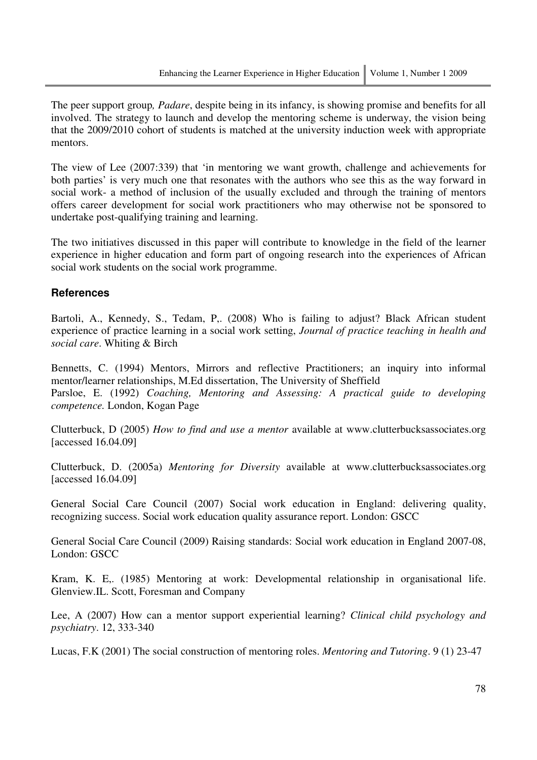The peer support group, *Padare*, despite being in its infancy, is showing promise and benefits for all involved. The strategy to launch and develop the mentoring scheme is underway, the vision being that the 2009/2010 cohort of students is matched at the university induction week with appropriate mentors.

The view of Lee (2007:339) that 'in mentoring we want growth, challenge and achievements for both parties' is very much one that resonates with the authors who see this as the way forward in social work- a method of inclusion of the usually excluded and through the training of mentors offers career development for social work practitioners who may otherwise not be sponsored to undertake post-qualifying training and learning.

The two initiatives discussed in this paper will contribute to knowledge in the field of the learner experience in higher education and form part of ongoing research into the experiences of African social work students on the social work programme.

### References

Bartoli, A., Kennedy, S., Tedam, P,. (2008) Who is failing to adjust? Black African student experience of practice learning in a social work setting, *Journal of practice teaching in health and social care*. Whiting & Birch

Bennetts, C. (1994) Mentors, Mirrors and reflective Practitioners; an inquiry into informal mentor/learner relationships, M.Ed dissertation, The University of Sheffield
Parsloe, E. (1992) *Coaching, Mentoring and Assessing: A practical guide to developing competence.* London, Kogan Page

Clutterbuck, D (2005) *How to find and use a mentor* available at www.clutterbucksassociates.org [accessed 16.04.09]

Clutterbuck, D. (2005a) *Mentoring for Diversity* available at www.clutterbucksassociates.org [accessed 16.04.09]

General Social Care Council (2007) Social work education in England: delivering quality, recognizing success. Social work education quality assurance report. London: GSCC

General Social Care Council (2009) Raising standards: Social work education in England 2007-08, London: GSCC

Kram, K. E,. (1985) Mentoring at work: Developmental relationship in organisational life. Glenview.IL. Scott, Foresman and Company

Lee, A (2007) How can a mentor support experiential learning? *Clinical child psychology and psychiatry*. 12, 333-340

Lucas, F.K (2001) The social construction of mentoring roles. *Mentoring and Tutoring*. 9 (1) 23-47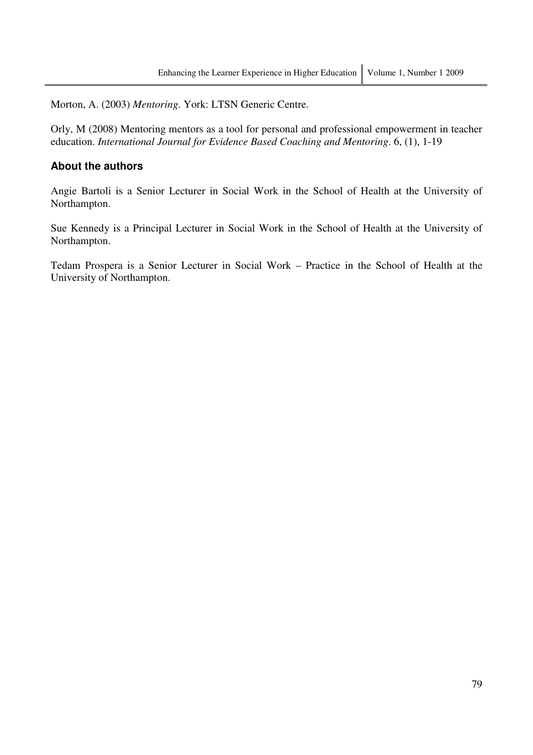Morton, A. (2003) *Mentoring*. York: LTSN Generic Centre.

Orly, M (2008) Mentoring mentors as a tool for personal and professional empowerment in teacher education. *International Journal for Evidence Based Coaching and Mentoring*. 6, (1), 1-19

### About the authors

Angie Bartoli is a Senior Lecturer in Social Work in the School of Health at the University of Northampton.

Sue Kennedy is a Principal Lecturer in Social Work in the School of Health at the University of Northampton.

Tedam Prospera is a Senior Lecturer in Social Work – Practice in the School of Health at the University of Northampton.